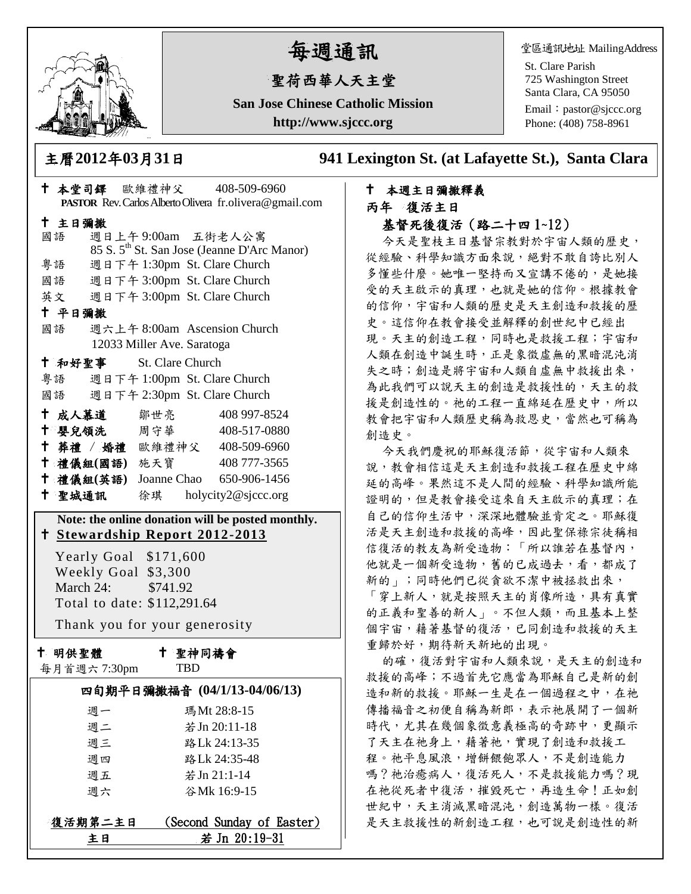# 每週通訊

## 聖荷西華人天主堂

**San Jose Chinese Catholic Mission**

**http://www.sjccc.org**

堂區通訊地址 MailingAddress

St. Clare Parish
725 Washington Street
Santa Clara, CA 95050
Email：pastor@sjccc.org
Phone: (408) 758-8961

**主曆2012年03月31日** **941 Lexington St. (at Lafayette St.), Santa Clara**

✝ **本堂司鐸** 歐維禮神父 408-509-6960
**PASTOR** Rev. Carlos Alberto Olivera fr.olivera@gmail.com

✝ **主日彌撒**

國語 週日上午 9:00am 五街老人公寓
85 S. 5th St. San Jose (Jeanne D'Arc Manor)

粵語 週日下午 1:30pm St. Clare Church

國語 週日下午 3:00pm St. Clare Church

英文 週日下午 3:00pm St. Clare Church

✝ **平日彌撒**

國語 週六上午 8:00am Ascension Church
12033 Miller Ave. Saratoga

✝ **和好聖事** St. Clare Church

粵語 週日下午 1:00pm St. Clare Church

國語 週日下午 2:30pm St. Clare Church

| | | |
|---|---|---|
| ✝ **成人慕道** | 鄒世亮 | 408 997-8524 |
| ✝ **嬰兒領洗** | 周守華 | 408-517-0880 |
| ✝ **葬禮 / 婚禮** | 歐維禮神父 | 408-509-6960 |
| ✝ **禮儀組(國語)** | 施天寶 | 408 777-3565 |
| ✝ **禮儀組(英語)** | Joanne Chao | 650-906-1456 |
| ✝ **聖城通訊** | 徐琪 | holycity2@sjccc.org |

**Note: the online donation will be posted monthly.**

✝ **Stewardship Report 2012-2013**

Yearly Goal $171,600
Weekly Goal $3,300
March 24: $741.92
Total to date: $112,291.64

Thank you for your generosity

✝ **明供聖體** 每月首週六 7:30pm

✝ **聖神同禱會** TBD

**四旬期平日彌撒福音 (04/1/13-04/06/13)**

| | |
|---|---|
| 週一 | 瑪Mt 28:8-15 |
| 週二 | 若Jn 20:11-18 |
| 週三 | 路Lk 24:13-35 |
| 週四 | 路Lk 24:35-48 |
| 週五 | 若Jn 21:1-14 |
| 週六 | 谷Mk 16:9-15 |

**復活期第二主日** (Second Sunday of Easter)
**主日** 若 Jn 20:19-31

✝ **本週主日彌撒釋義**

**丙年 復活主日**

**基督死後復活（路二十四 1~12）**

今天是聖枝主日基督宗教對於宇宙人類的歷史，從經驗、科學知識方面來說，絕對不敢自誇比別人多懂些什麼。她唯一堅持而又宣講不倦的，是她接受的天主啟示的真理，也就是她的信仰。根據教會的信仰，宇宙和人類的歷史是天主創造和救援的歷史。這信仰在教會接受並解釋的創世紀中已經出現。天主的創造工程，同時也是救援工程；宇宙和人類在創造中誕生時，正是象徵虛無的黑暗混沌消失之時；創造是將宇宙和人類自虛無中救援出來，為此我們可以說天主的創造是救援性的，天主的救援是創造性的。祂的工程一直綿延在歷史中，所以教會把宇宙和人類歷史稱為救恩史，當然也可稱為創造史。

今天我們慶祝的耶穌復活節，從宇宙和人類來說，教會相信這是天主創造和救援工程在歷史中綿延的高峰。果然這不是人間的經驗、科學知識所能證明的，但是教會接受這來自天主啟示的真理；在自己的信仰生活中，深深地體驗並肯定之。耶穌復活是天主創造和救援的高峰，因此聖保祿宗徒稱相信復活的教友為新受造物：「所以誰若在基督內，他就是一個新受造物，舊的已成過去，看，都成了新的」；同時他們已從貪欲不潔中被拯救出來，「穿上新人，就是按照天主的肖像所造，具有真實的正義和聖善的新人」。不但人類，而且基本上整個宇宙，藉著基督的復活，已同創造和救援的天主重歸於好，期待新天新地的出現。

的確，復活對宇宙和人類來說，是天主的創造和救援的高峰；不過首先它應當為耶穌自己是新的創造和新的救援。耶穌一生是在一個過程之中，在祂傳播福音之初便自稱為新郎，表示祂展開了一個新時代，尤其在幾個象徵意義極高的奇跡中，更顯示了天主在祂身上，藉著祂，實現了創造和救援工程。祂平息風浪，增餅餵飽眾人，不是創造能力嗎？祂治癒病人，復活死人，不是救援能力嗎？現在祂從死者中復活，摧毀死亡，再造生命！正如創世紀中，天主消滅黑暗混沌，創造萬物一樣。復活是天主救援性的新創造工程，也可說是創造性的新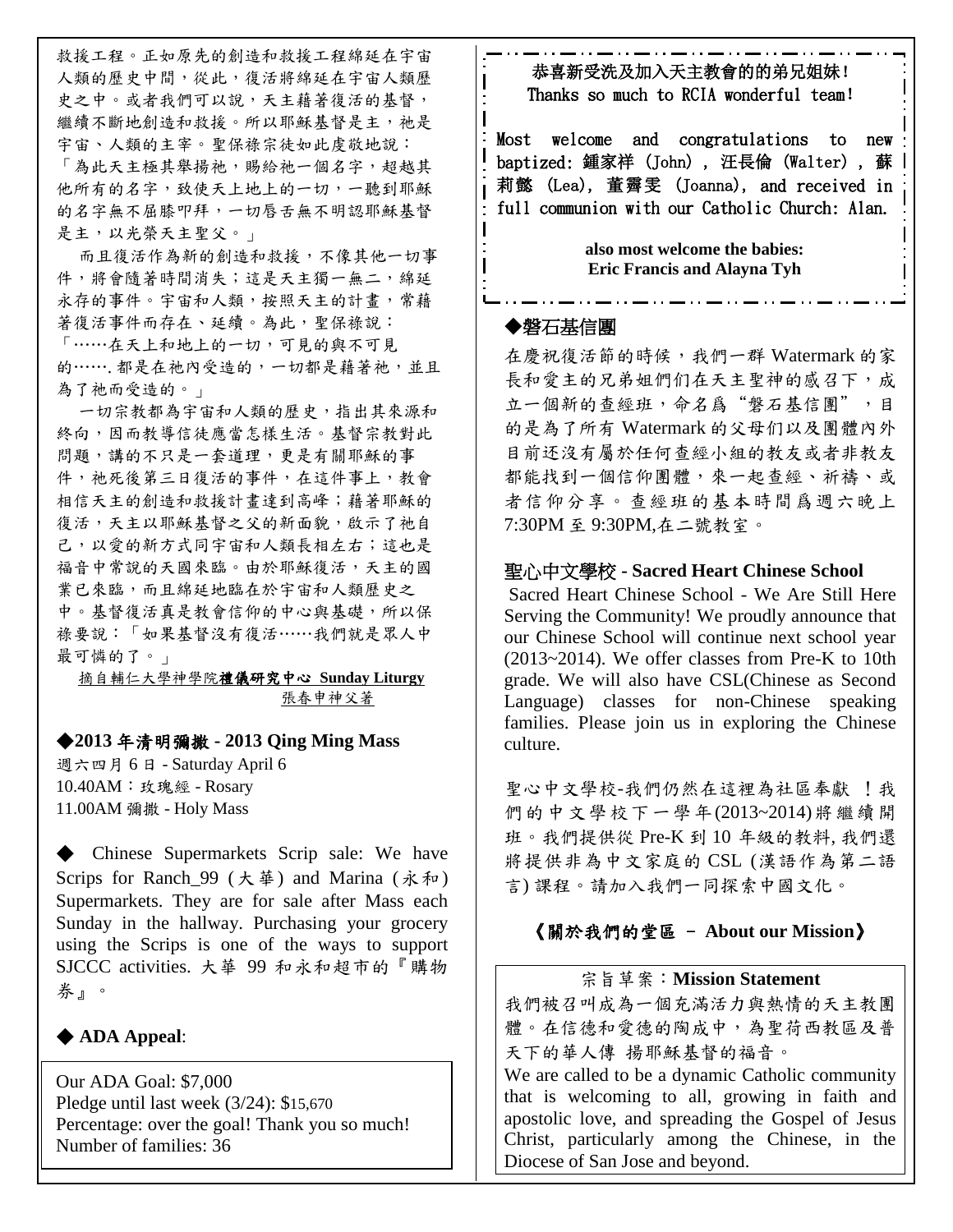救援工程。正如原先的創造和救援工程綿延在宇宙人類的歷史中間，從此，復活將綿延在宇宙人類歷史之中。或者我們可以說，天主藉著復活的基督，繼續不斷地創造和救援。所以耶穌基督是主，祂是宇宙、人類的主宰。聖保祿宗徒如此虔敬地說：「為此天主極其舉揚祂，賜給祂一個名字，超越其他所有的名字，致使天上地上的一切，一聽到耶穌的名字無不屈膝叩拜，一切唇舌無不明認耶穌基督是主，以光榮天主聖父。」

而且復活作為新的創造和救援，不像其他一切事件，將會隨著時間消失；這是天主獨一無二，綿延永存的事件。宇宙和人類，按照天主的計畫，常藉著復活事件而存在、延續。為此，聖保祿說：「……在天上和地上的一切，可見的與不可見的…….都是在祂內受造的，一切都是藉著祂，並且為了祂而受造的。」

一切宗教都為宇宙和人類的歷史，指出其來源和終向，因而教導信徒應當怎樣生活。基督宗教對此問題，講的不只是一套道理，更是有關耶穌的事件，祂死後第三日復活的事件，在這件事上，教會相信天主的創造和救援計畫達到高峰；藉著耶穌的復活，天主以耶穌基督之父的新面貌，啟示了祂自己，以愛的新方式同宇宙和人類長相左右；這也是福音中常說的天國來臨。由於耶穌復活，天主的國業已來臨，而且綿延地臨在於宇宙和人類歷史之中。基督復活真是教會信仰的中心與基礎，所以保祿要說：「如果基督沒有復活……我們就是眾人中最可憐的了。」

摘自輔仁大學神學院**禮儀研究中心 Sunday Liturgy** 張春申神父著

### ◆2013 年清明彌撒 - 2013 Qing Ming Mass

週六四月 6 日 - Saturday April 6
10.40AM：玫瑰經 - Rosary
11.00AM 彌撒 - Holy Mass

◆ Chinese Supermarkets Scrip sale: We have Scrips for Ranch_99 (大華) and Marina (永和) Supermarkets. They are for sale after Mass each Sunday in the hallway. Purchasing your grocery using the Scrips is one of the ways to support SJCCC activities. 大華 99 和永和超市的『購物券』。

### ◆ ADA Appeal:

Our ADA Goal: $7,000
Pledge until last week (3/24): $15,670
Percentage: over the goal! Thank you so much!
Number of families: 36

恭喜新受洗及加入天主教會的的弟兄姐妹！
Thanks so much to RCIA wonderful team!

Most welcome and congratulations to new baptized: 鍾家祥 (John), 汪長倫 (Walter), 蘇莉懿 (Lea), 董霽雯 (Joanna), and received in full communion with our Catholic Church: Alan.

**also most welcome the babies: Eric Francis and Alayna Tyh**

### ◆磐石基信團

在慶祝復活節的時候，我們一群 Watermark 的家長和愛主的兄弟姐們們在天主聖神的感召下，成立一個新的查經班，命名爲“磐石基信團”，目的是為了所有 Watermark 的父母们以及團體內外目前还沒有屬於任何查經小組的教友或者非教友都能找到一個信仰團體，來一起查經、祈禱、或者信仰分享。查經班的基本時間爲週六晚上 7:30PM 至 9:30PM,在二號教室。

### 聖心中文學校 - Sacred Heart Chinese School

Sacred Heart Chinese School - We Are Still Here Serving the Community! We proudly announce that our Chinese School will continue next school year (2013~2014). We offer classes from Pre-K to 10th grade. We will also have CSL(Chinese as Second Language) classes for non-Chinese speaking families. Please join us in exploring the Chinese culture.

聖心中文學校-我們仍然在這裡為社區奉獻 ！我們的中文學校下一學年(2013~2014)將繼續開班。我們提供從 Pre-K 到 10 年級的教料, 我們還將提供非為中文家庭的 CSL (漢語作為第二語言) 課程。請加入我們一同探索中國文化。

### 《關於我們的堂區 – About our Mission》

宗旨草案：**Mission Statement**

我們被召叫成為一個充滿活力與熱情的天主教團體。在信德和愛德的陶成中，為聖荷西教區及普天下的華人傳 揚耶穌基督的福音。

We are called to be a dynamic Catholic community that is welcoming to all, growing in faith and apostolic love, and spreading the Gospel of Jesus Christ, particularly among the Chinese, in the Diocese of San Jose and beyond.